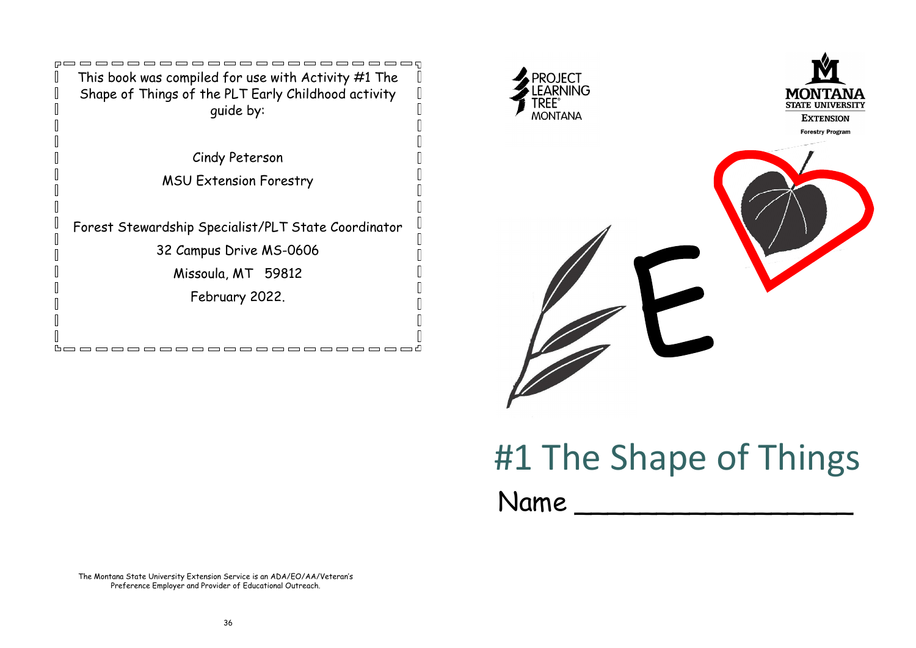This book was compiled for use with Activity #1 The Shape of Things of the PLT Early Childhood activity guide by:

Cindy Peterson

MSU Extension Forestry

Forest Stewardship Specialist/PLT State Coordinator

32 Campus Drive MS-0606

Missoula, MT 59812

February 2022.

The Montana State University Extension Service is an ADA/EO/AA/Veteran's Preference Employer and Provider of Educational Outreach.

PROJECT LEARNING TREE® MONTANA

MONTANA STATE UNIVERSITY EXTENSION Forestry Program

E

# #1 The Shape of Things

Name ________________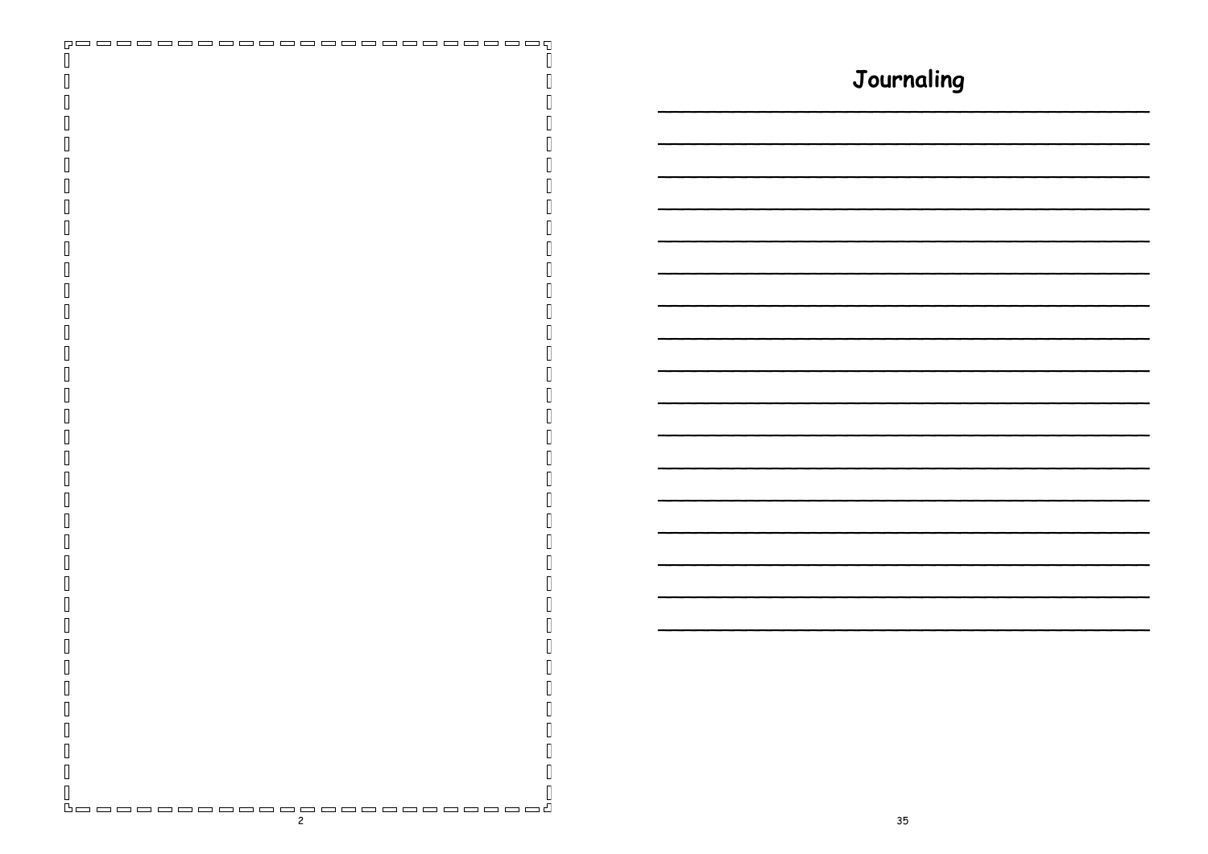## Journaling

\_\_\_\_\_\_\_\_\_\_\_\_\_\_\_\_\_\_\_\_\_\_\_\_\_\_\_\_\_\_\_\_\_\_\_\_\_\_\_\_

\_\_\_\_\_\_\_\_\_\_\_\_\_\_\_\_\_\_\_\_\_\_\_\_\_\_\_\_\_\_\_\_\_\_\_\_\_\_\_\_

\_\_\_\_\_\_\_\_\_\_\_\_\_\_\_\_\_\_\_\_\_\_\_\_\_\_\_\_\_\_\_\_\_\_\_\_\_\_\_\_

\_\_\_\_\_\_\_\_\_\_\_\_\_\_\_\_\_\_\_\_\_\_\_\_\_\_\_\_\_\_\_\_\_\_\_\_\_\_\_\_

\_\_\_\_\_\_\_\_\_\_\_\_\_\_\_\_\_\_\_\_\_\_\_\_\_\_\_\_\_\_\_\_\_\_\_\_\_\_\_\_

\_\_\_\_\_\_\_\_\_\_\_\_\_\_\_\_\_\_\_\_\_\_\_\_\_\_\_\_\_\_\_\_\_\_\_\_\_\_\_\_

\_\_\_\_\_\_\_\_\_\_\_\_\_\_\_\_\_\_\_\_\_\_\_\_\_\_\_\_\_\_\_\_\_\_\_\_\_\_\_\_

\_\_\_\_\_\_\_\_\_\_\_\_\_\_\_\_\_\_\_\_\_\_\_\_\_\_\_\_\_\_\_\_\_\_\_\_\_\_\_\_

\_\_\_\_\_\_\_\_\_\_\_\_\_\_\_\_\_\_\_\_\_\_\_\_\_\_\_\_\_\_\_\_\_\_\_\_\_\_\_\_

\_\_\_\_\_\_\_\_\_\_\_\_\_\_\_\_\_\_\_\_\_\_\_\_\_\_\_\_\_\_\_\_\_\_\_\_\_\_\_\_

\_\_\_\_\_\_\_\_\_\_\_\_\_\_\_\_\_\_\_\_\_\_\_\_\_\_\_\_\_\_\_\_\_\_\_\_\_\_\_\_

\_\_\_\_\_\_\_\_\_\_\_\_\_\_\_\_\_\_\_\_\_\_\_\_\_\_\_\_\_\_\_\_\_\_\_\_\_\_\_\_

\_\_\_\_\_\_\_\_\_\_\_\_\_\_\_\_\_\_\_\_\_\_\_\_\_\_\_\_\_\_\_\_\_\_\_\_\_\_\_\_

\_\_\_\_\_\_\_\_\_\_\_\_\_\_\_\_\_\_\_\_\_\_\_\_\_\_\_\_\_\_\_\_\_\_\_\_\_\_\_\_

\_\_\_\_\_\_\_\_\_\_\_\_\_\_\_\_\_\_\_\_\_\_\_\_\_\_\_\_\_\_\_\_\_\_\_\_\_\_\_\_

\_\_\_\_\_\_\_\_\_\_\_\_\_\_\_\_\_\_\_\_\_\_\_\_\_\_\_\_\_\_\_\_\_\_\_\_\_\_\_\_

\_\_\_\_\_\_\_\_\_\_\_\_\_\_\_\_\_\_\_\_\_\_\_\_\_\_\_\_\_\_\_\_\_\_\_\_\_\_\_\_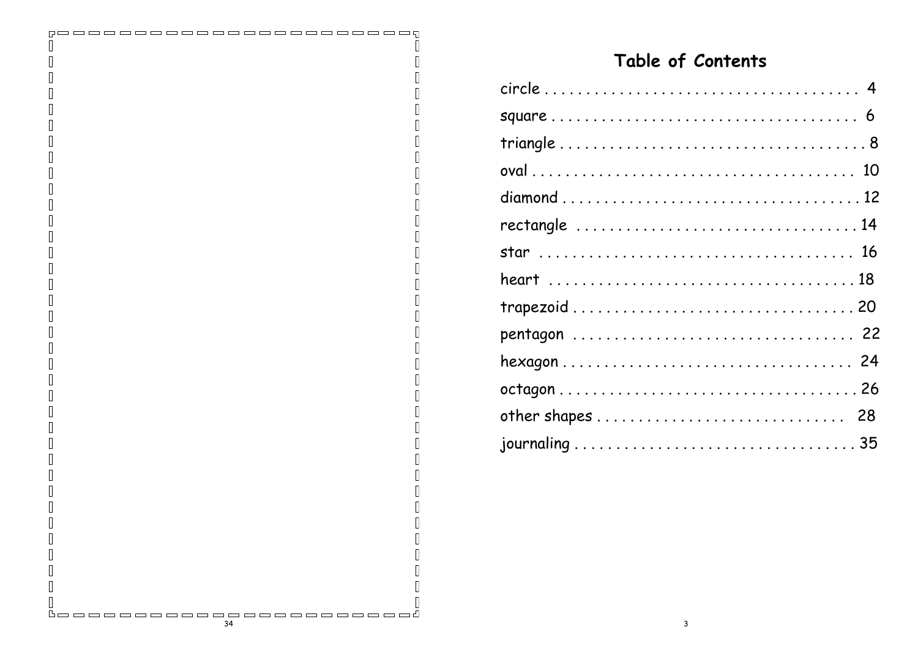# Table of Contents

circle . . . . . . . . . . . . . . . . . . . . . . . . . . . . . . . . . . . . . 4
square . . . . . . . . . . . . . . . . . . . . . . . . . . . . . . . . . . . . 6
triangle . . . . . . . . . . . . . . . . . . . . . . . . . . . . . . . . . . . 8
oval . . . . . . . . . . . . . . . . . . . . . . . . . . . . . . . . . . . . . . 10
diamond . . . . . . . . . . . . . . . . . . . . . . . . . . . . . . . . . . 12
rectangle . . . . . . . . . . . . . . . . . . . . . . . . . . . . . . . . . 14
star . . . . . . . . . . . . . . . . . . . . . . . . . . . . . . . . . . . . . 16
heart . . . . . . . . . . . . . . . . . . . . . . . . . . . . . . . . . . . . 18
trapezoid . . . . . . . . . . . . . . . . . . . . . . . . . . . . . . . . . 20
pentagon . . . . . . . . . . . . . . . . . . . . . . . . . . . . . . . . . 22
hexagon . . . . . . . . . . . . . . . . . . . . . . . . . . . . . . . . . . 24
octagon . . . . . . . . . . . . . . . . . . . . . . . . . . . . . . . . . . 26
other shapes . . . . . . . . . . . . . . . . . . . . . . . . . . . . . 28
journaling . . . . . . . . . . . . . . . . . . . . . . . . . . . . . . . . 35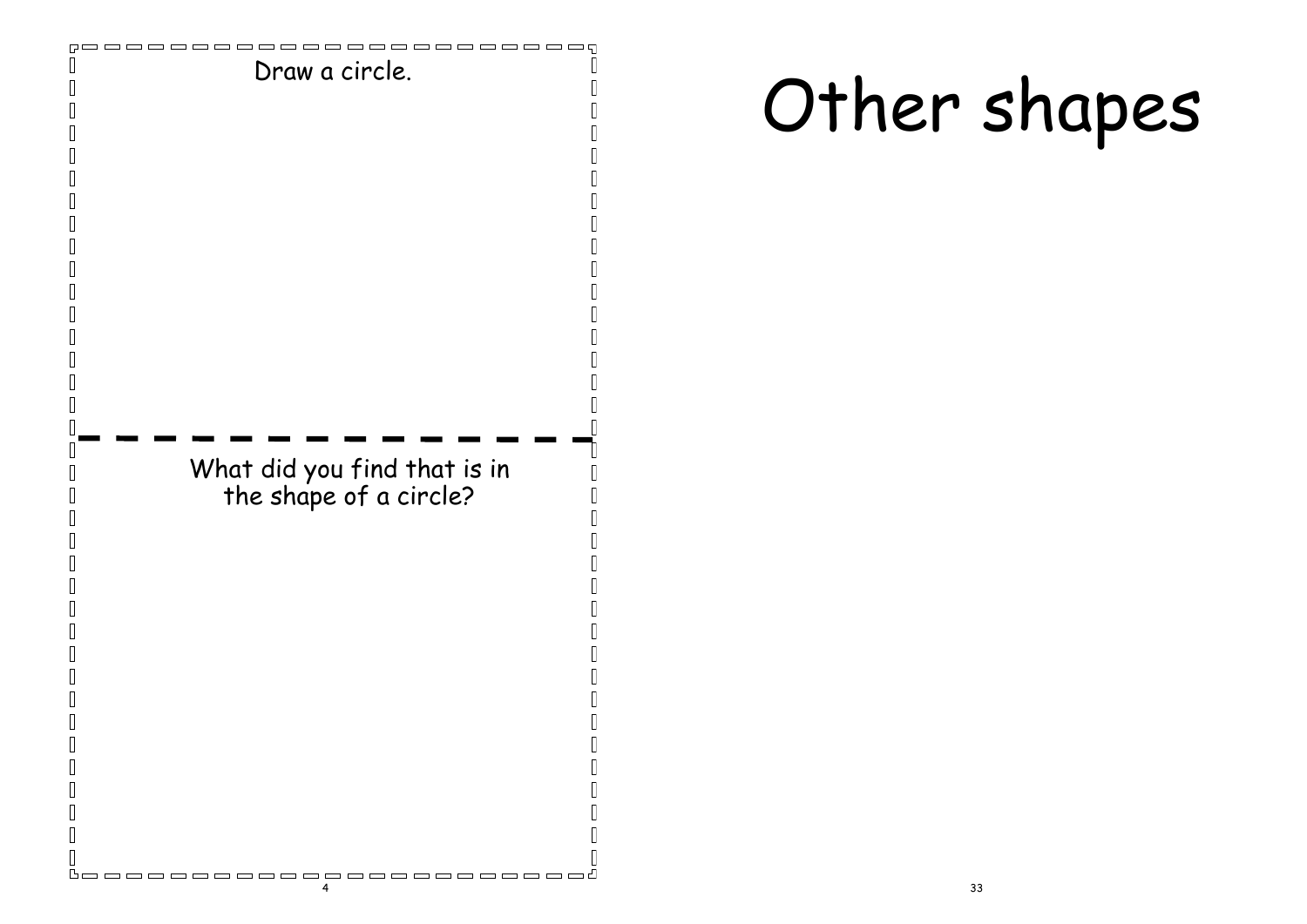Draw a circle.

What did you find that is in the shape of a circle?

# Other shapes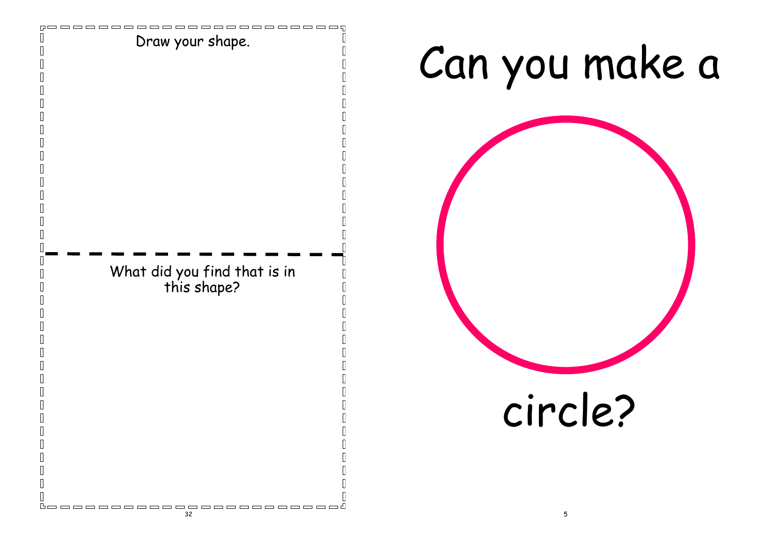Draw your shape.

---

What did you find that is in this shape?

# Can you make a

# circle?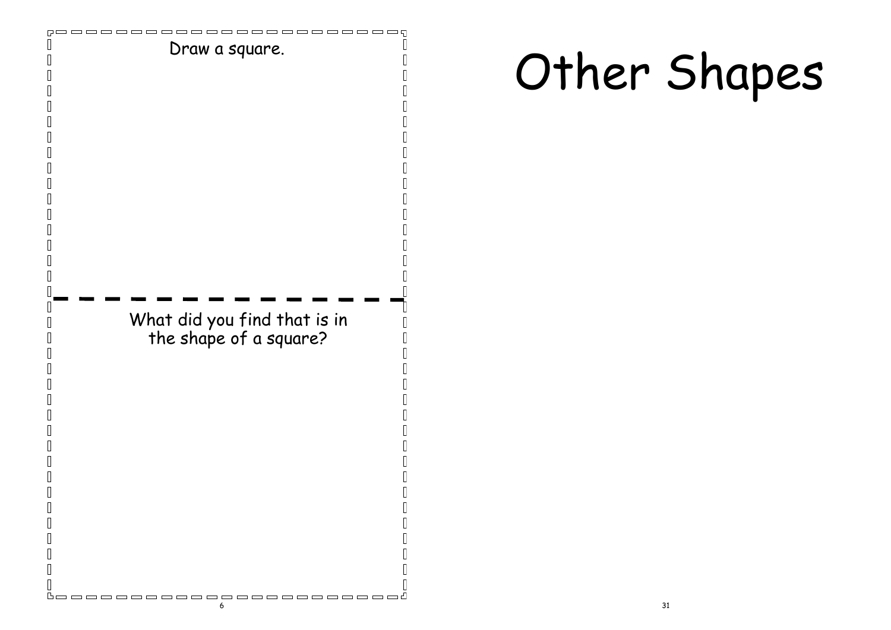Draw a square.

What did you find that is in the shape of a square?

# Other Shapes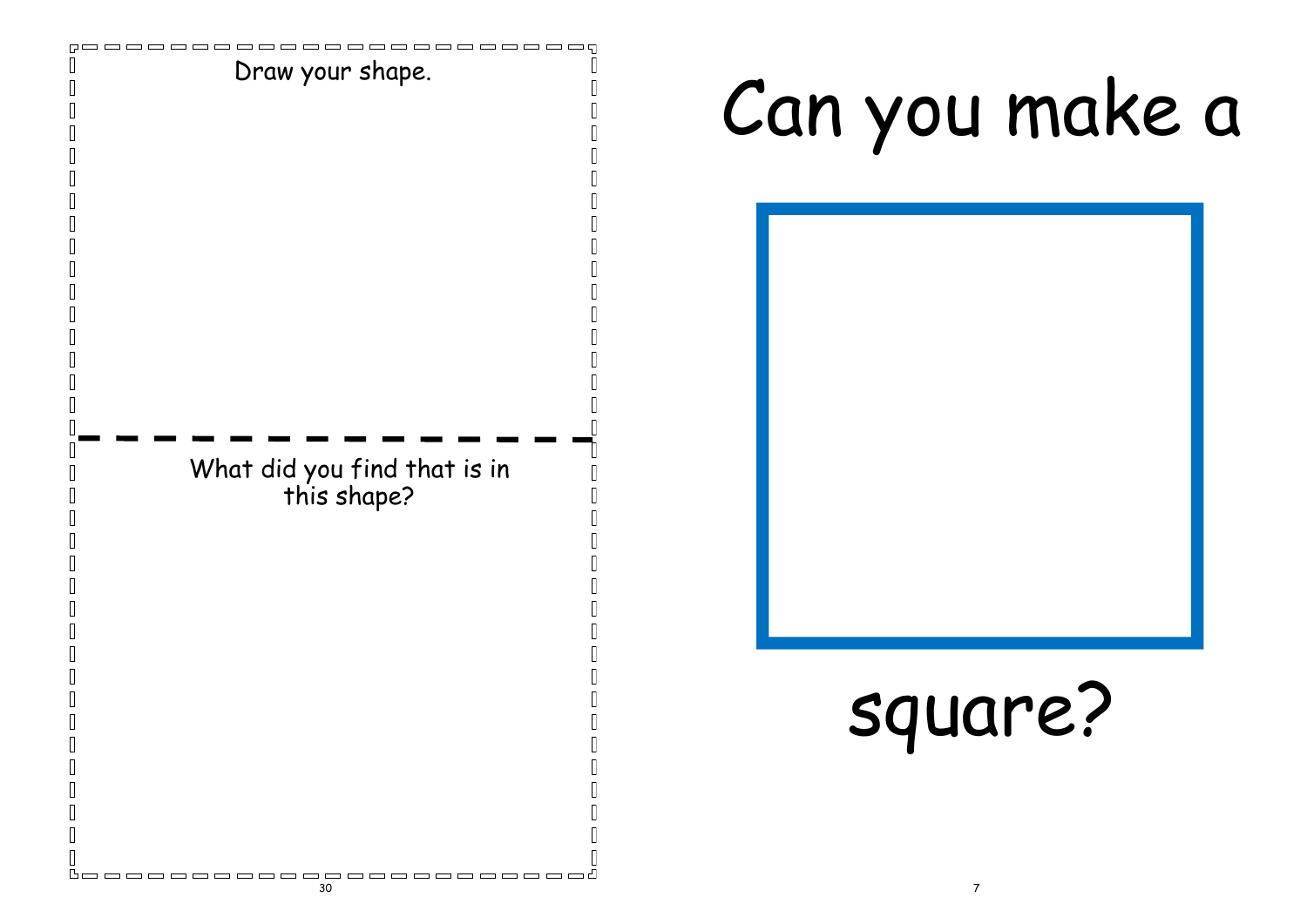Draw your shape.

What did you find that is in this shape?

# Can you make a

# square?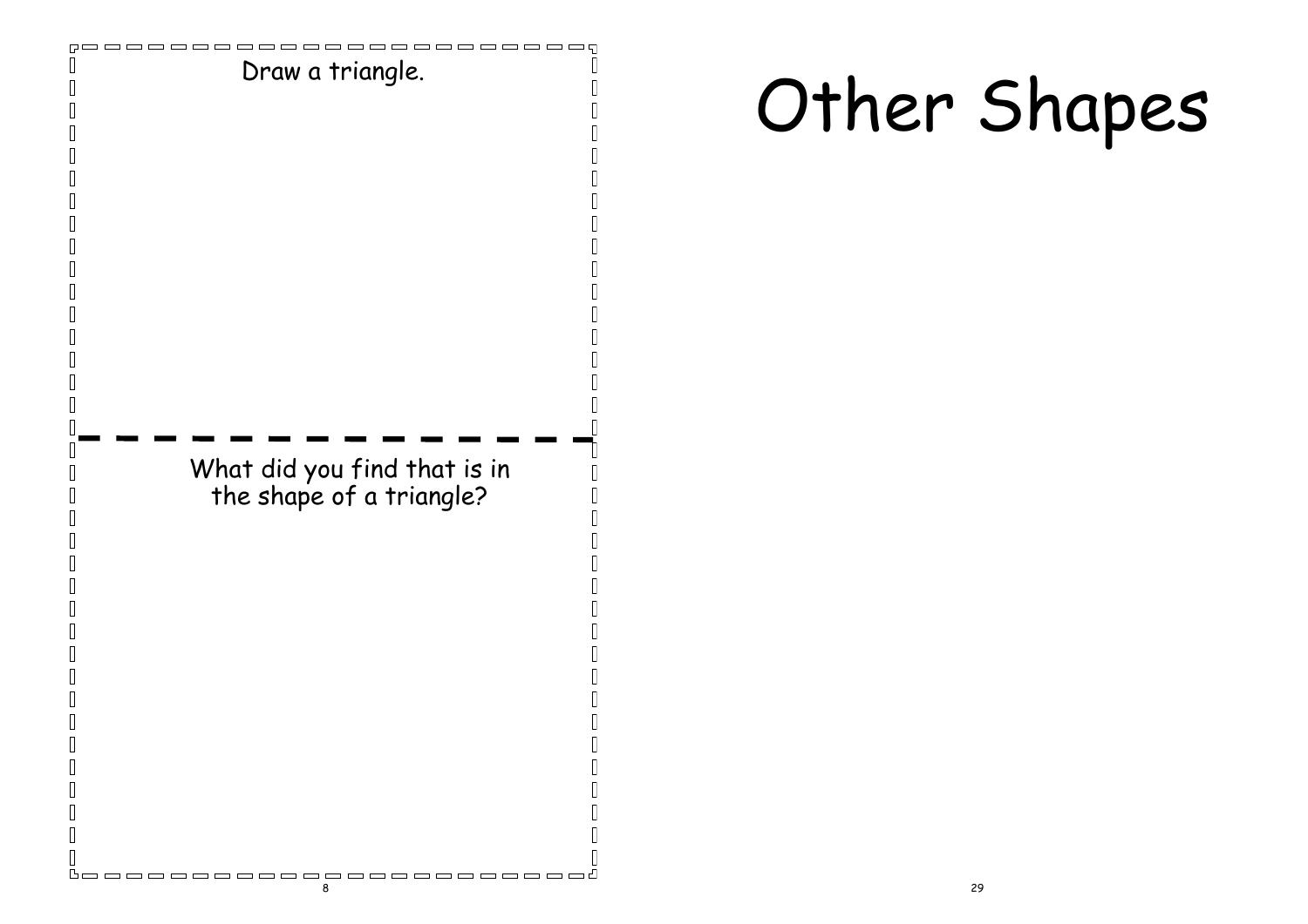Draw a triangle.

What did you find that is in the shape of a triangle?

# Other Shapes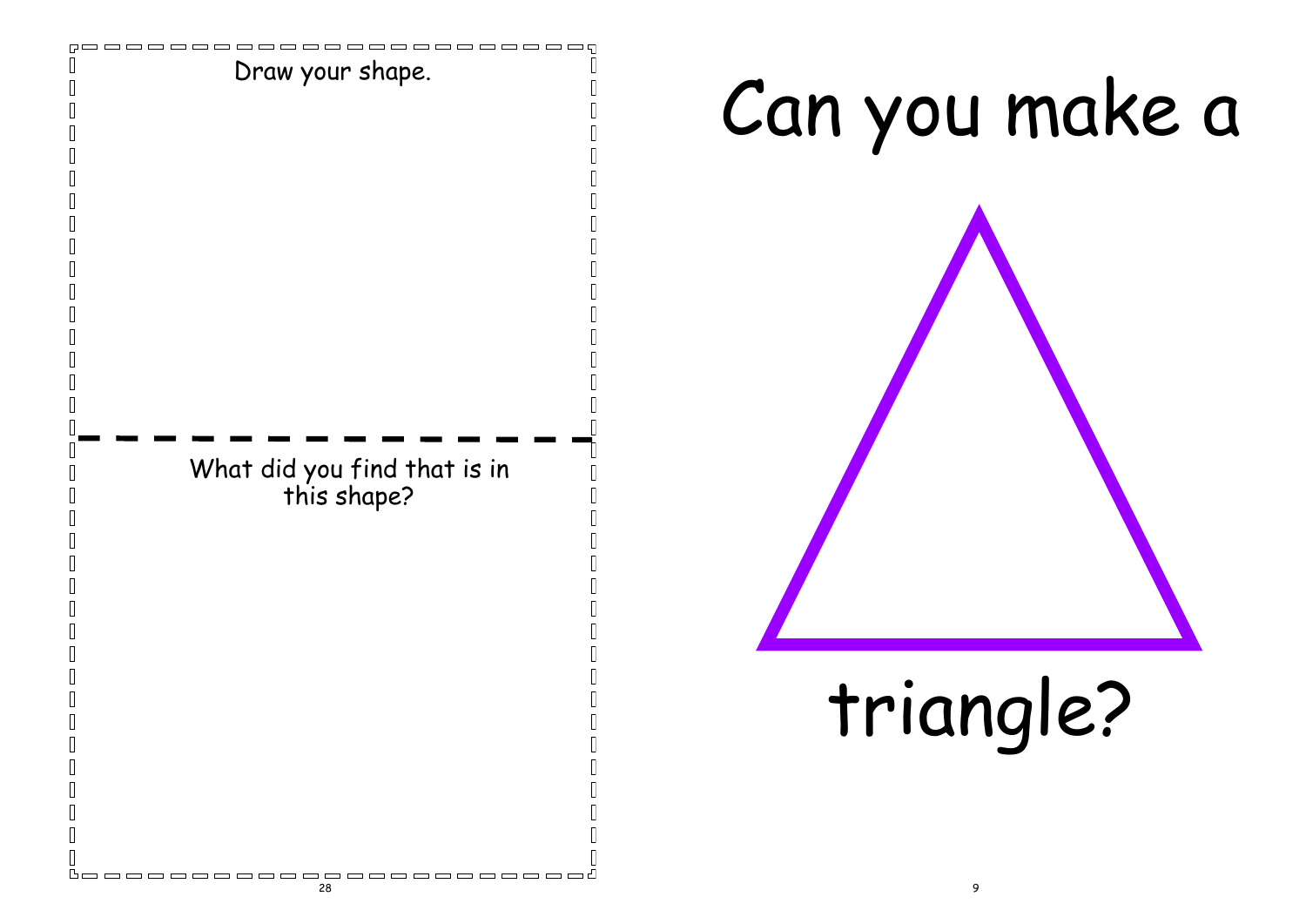Draw your shape.

---

What did you find that is in this shape?

# Can you make a triangle?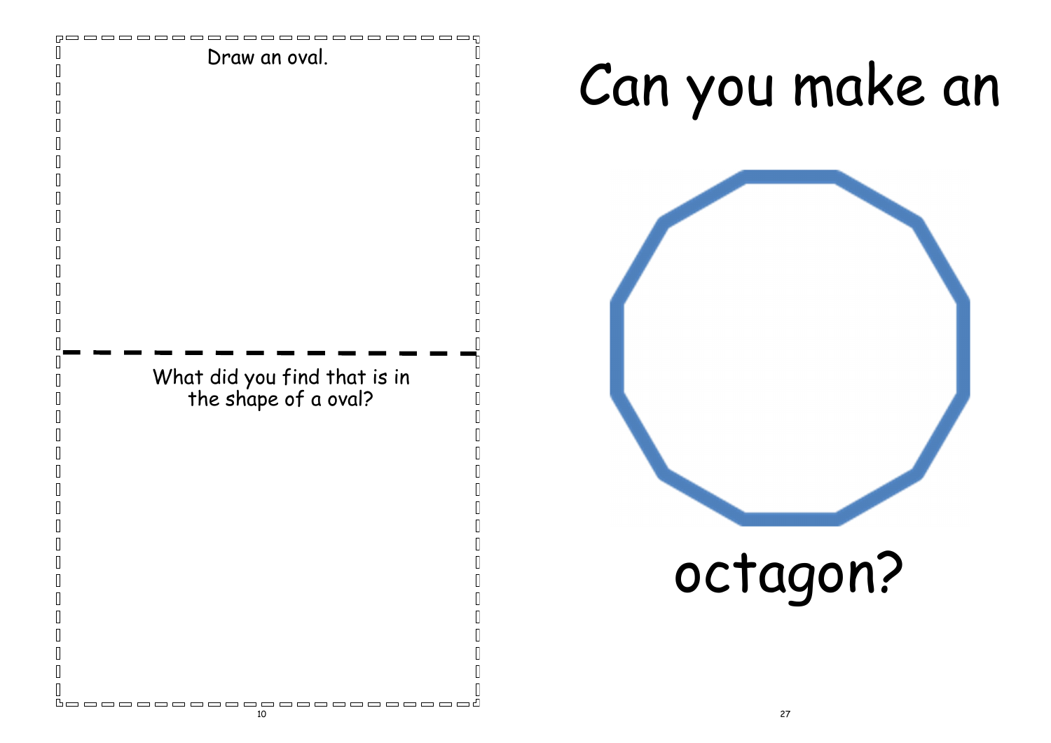Draw an oval.

---

What did you find that is in the shape of a oval?

# Can you make an

# octagon?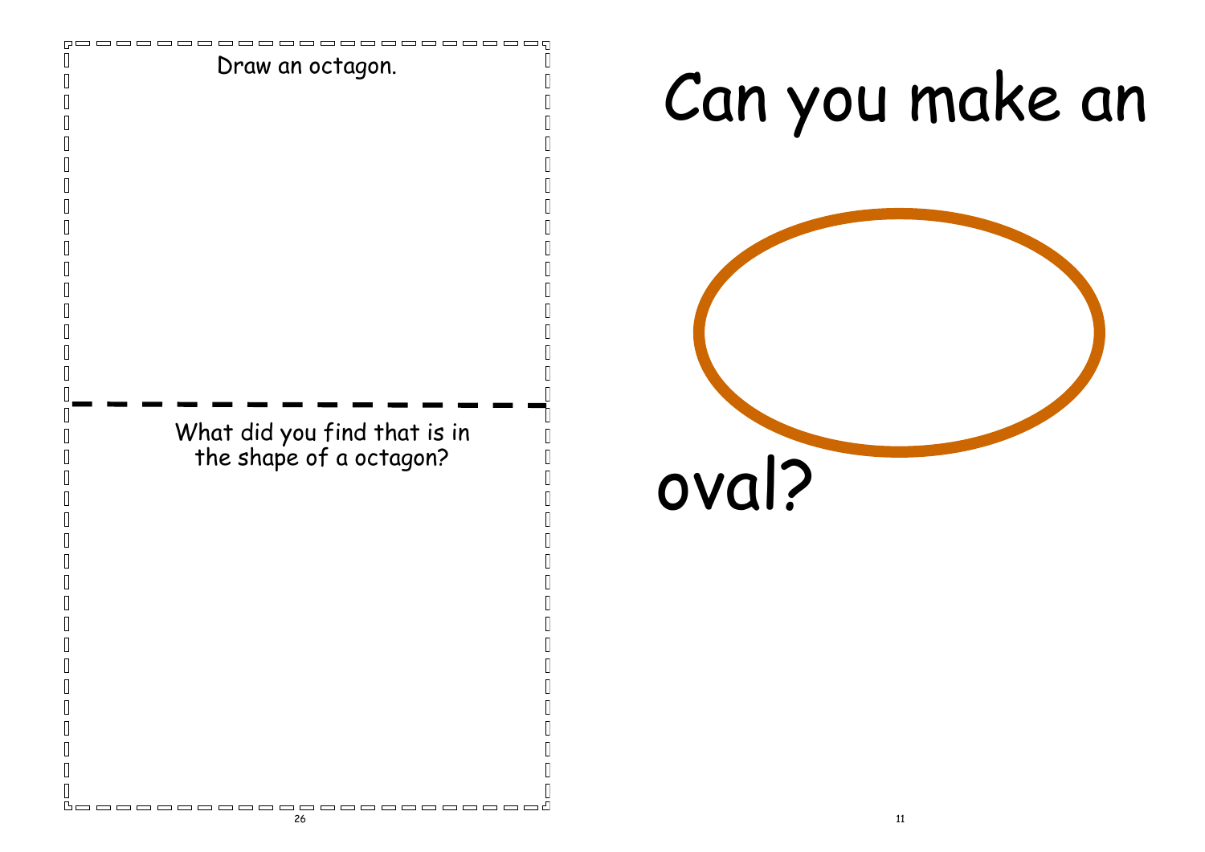Draw an octagon.

What did you find that is in the shape of a octagon?

# Can you make an

# oval?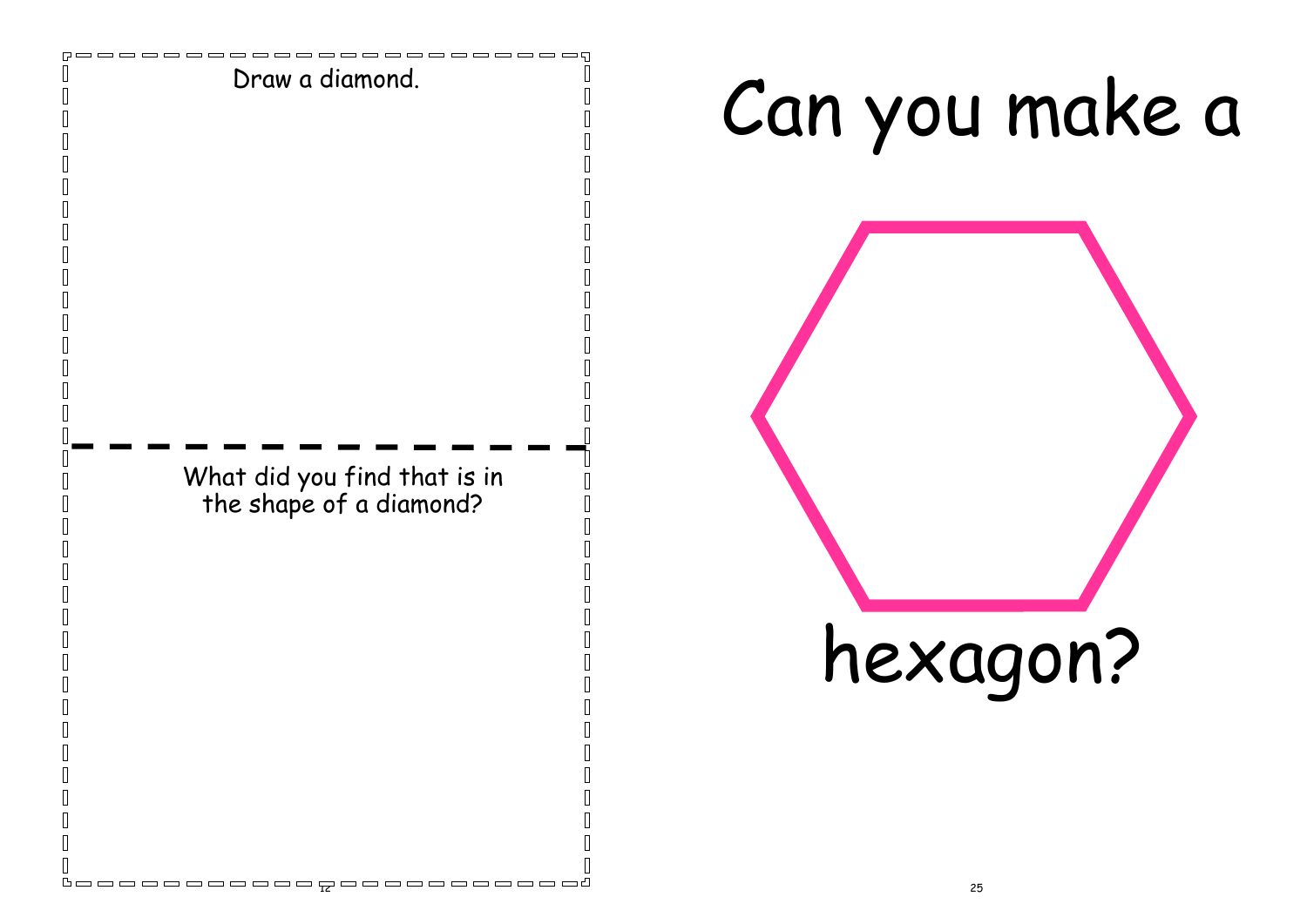Draw a diamond.

What did you find that is in the shape of a diamond?

# Can you make a hexagon?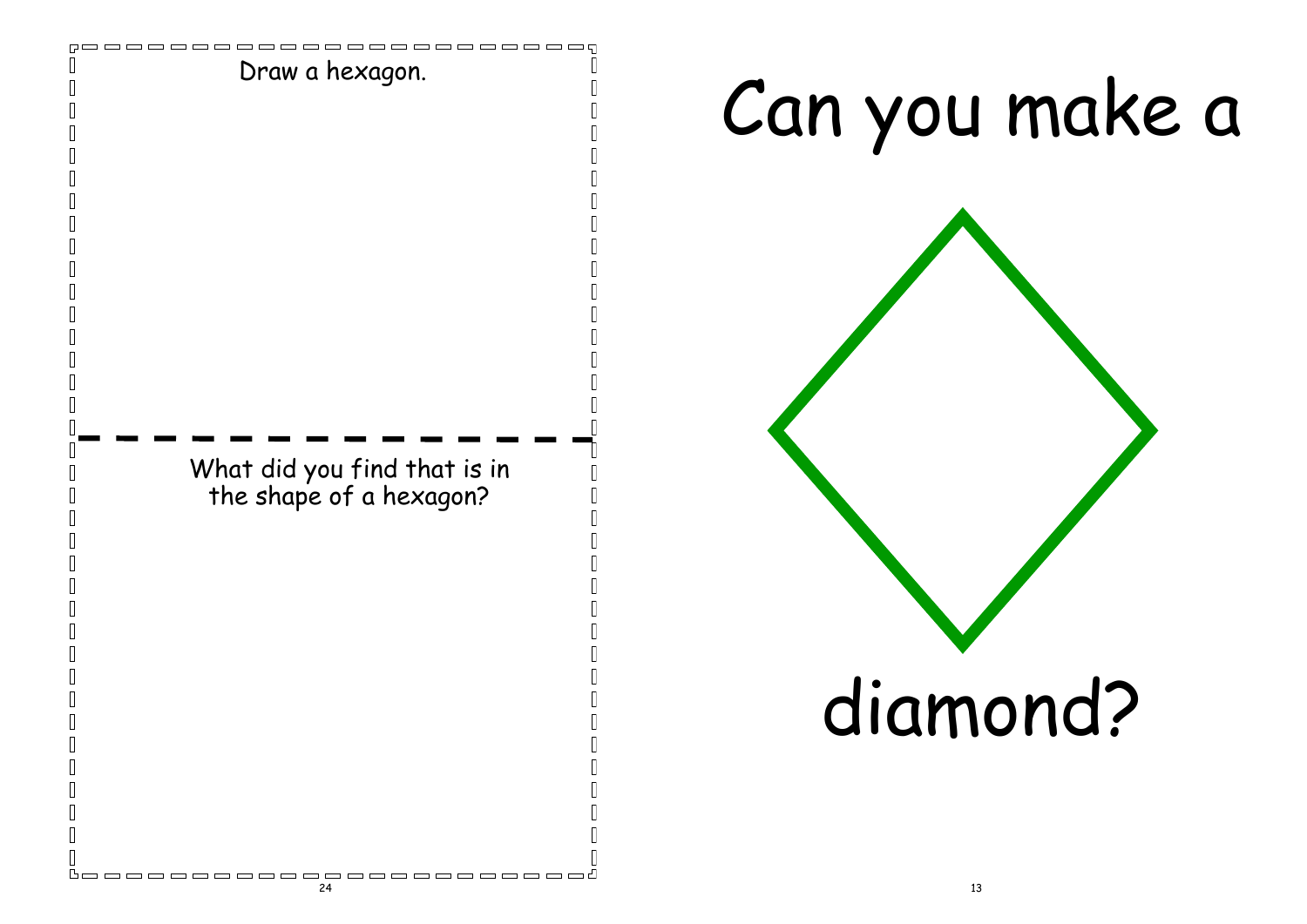Draw a hexagon.

What did you find that is in the shape of a hexagon?

# Can you make a

# diamond?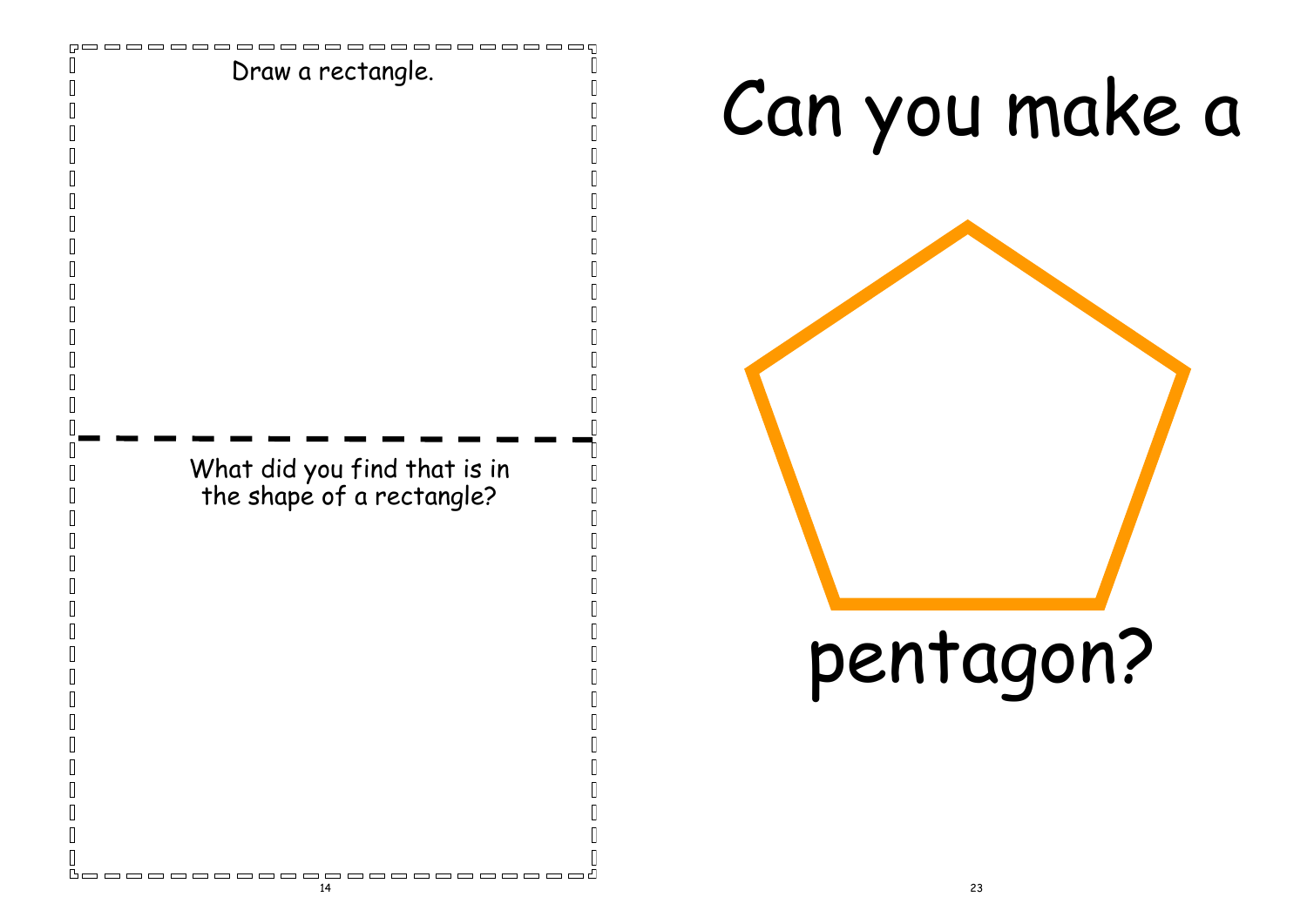Draw a rectangle.

What did you find that is in the shape of a rectangle?

# Can you make a

# pentagon?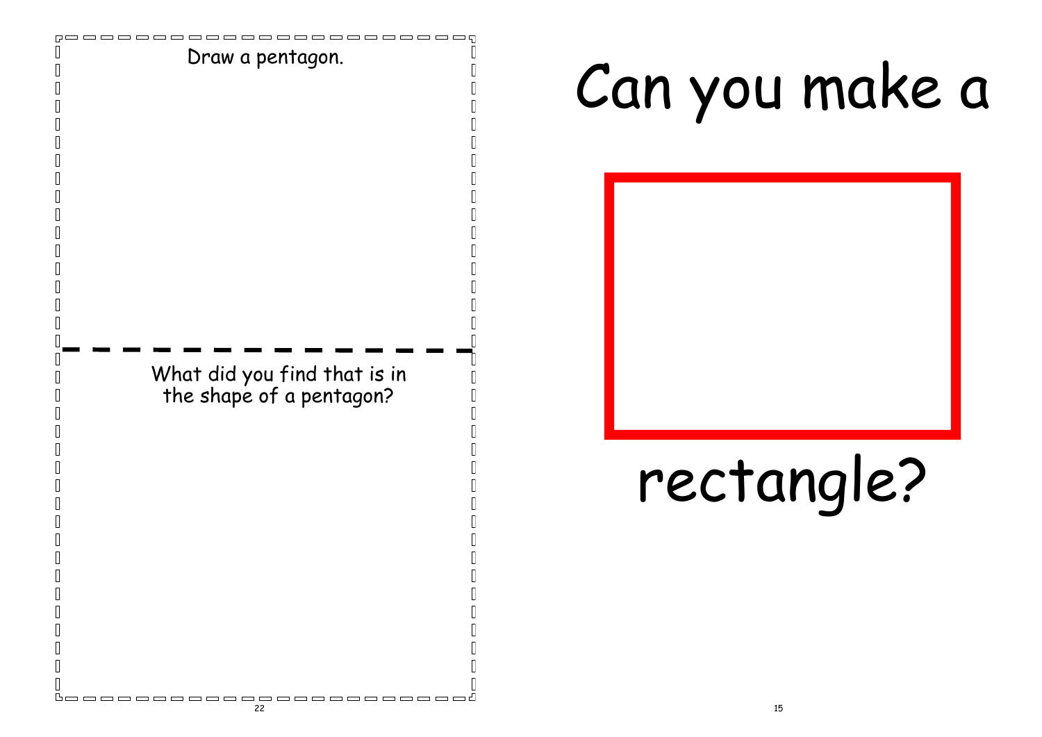Draw a pentagon.

What did you find that is in the shape of a pentagon?

# Can you make a

# rectangle?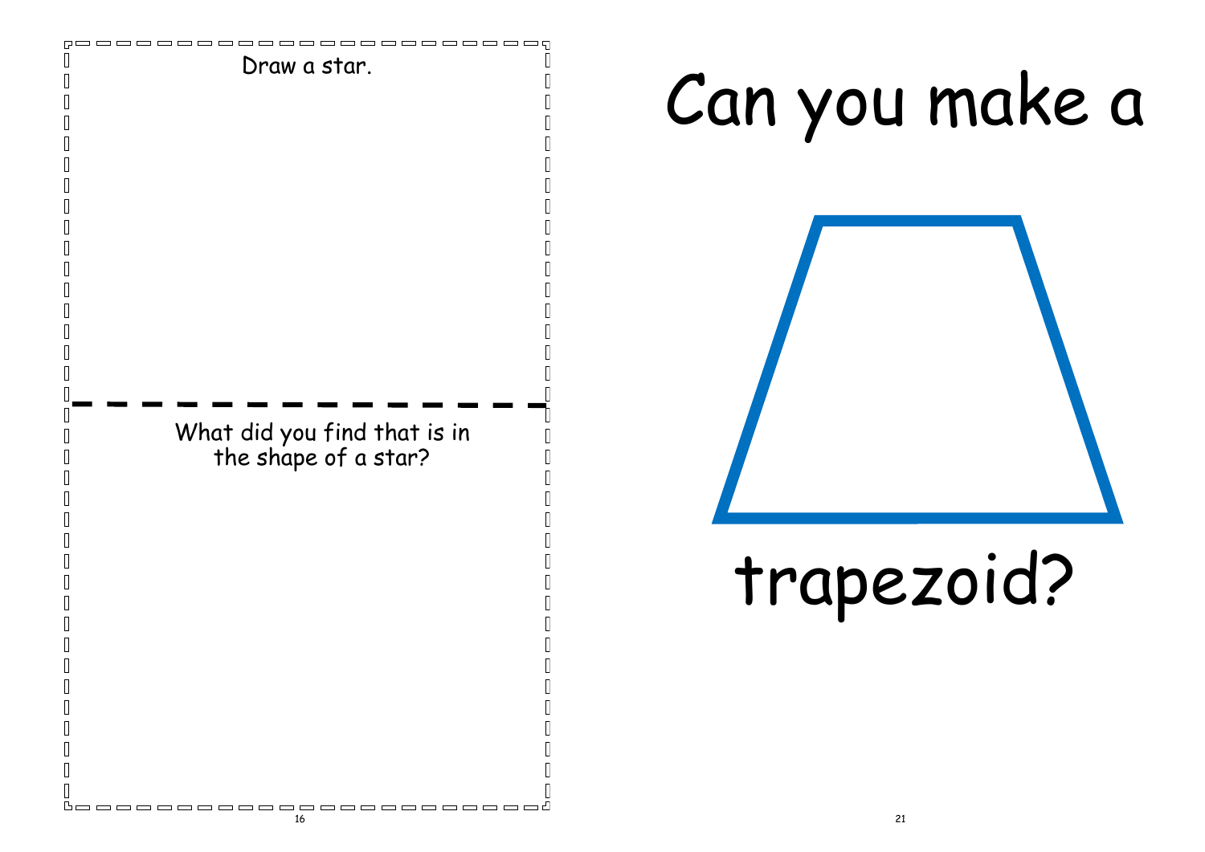Draw a star.

---

What did you find that is in the shape of a star?

# Can you make a

# trapezoid?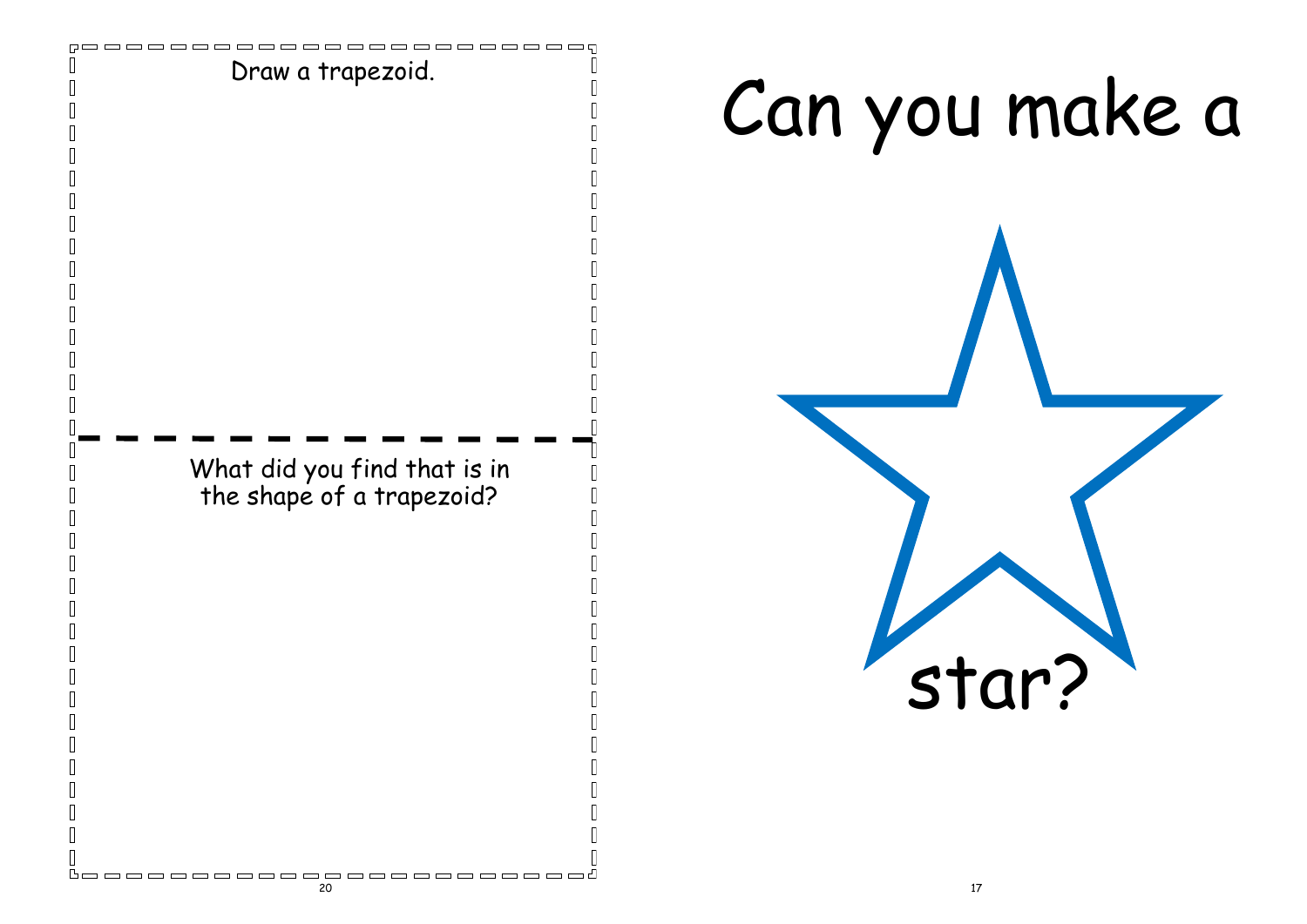Draw a trapezoid.

What did you find that is in the shape of a trapezoid?

# Can you make a

# star?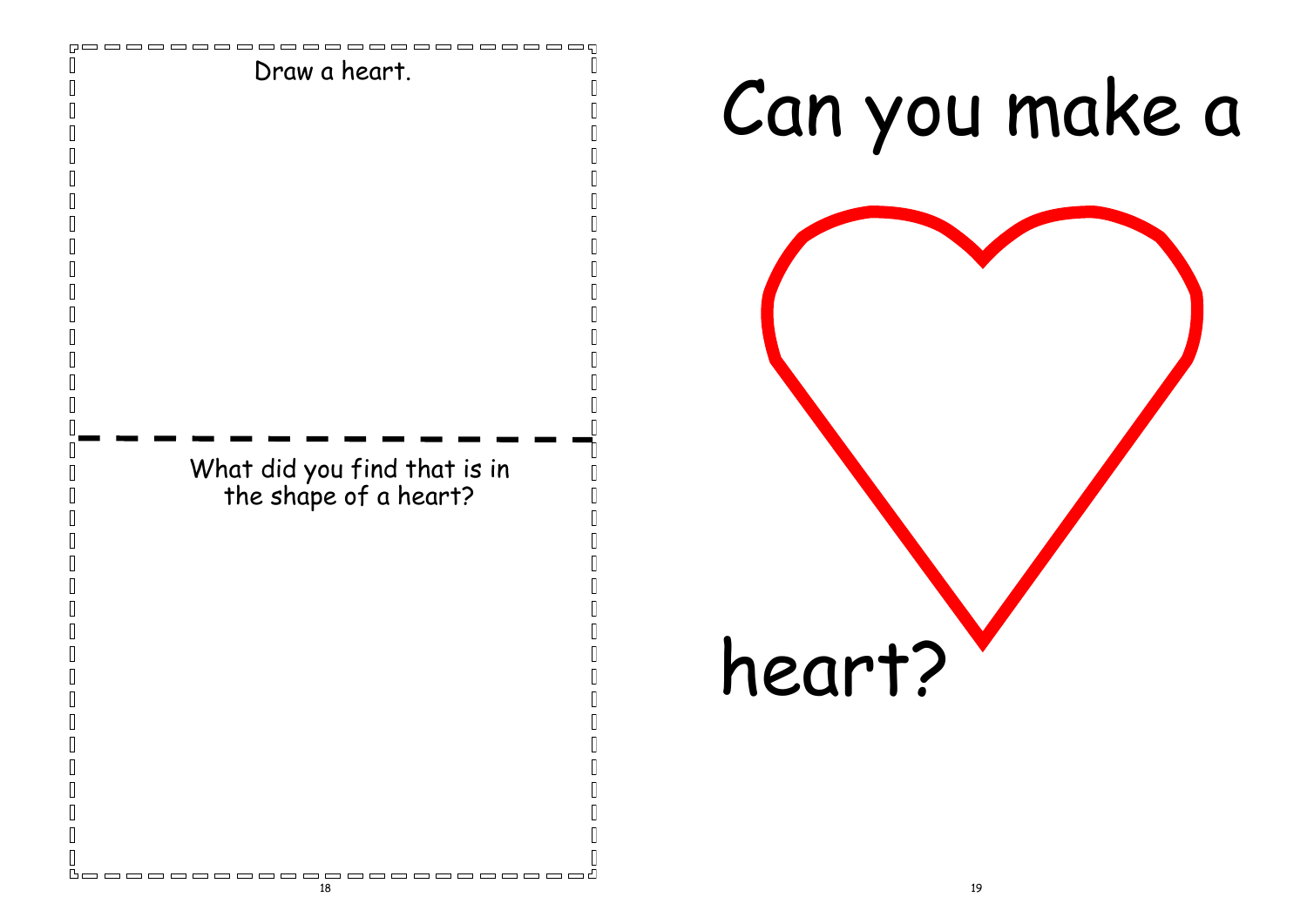Draw a heart.

What did you find that is in the shape of a heart?

# Can you make a heart?